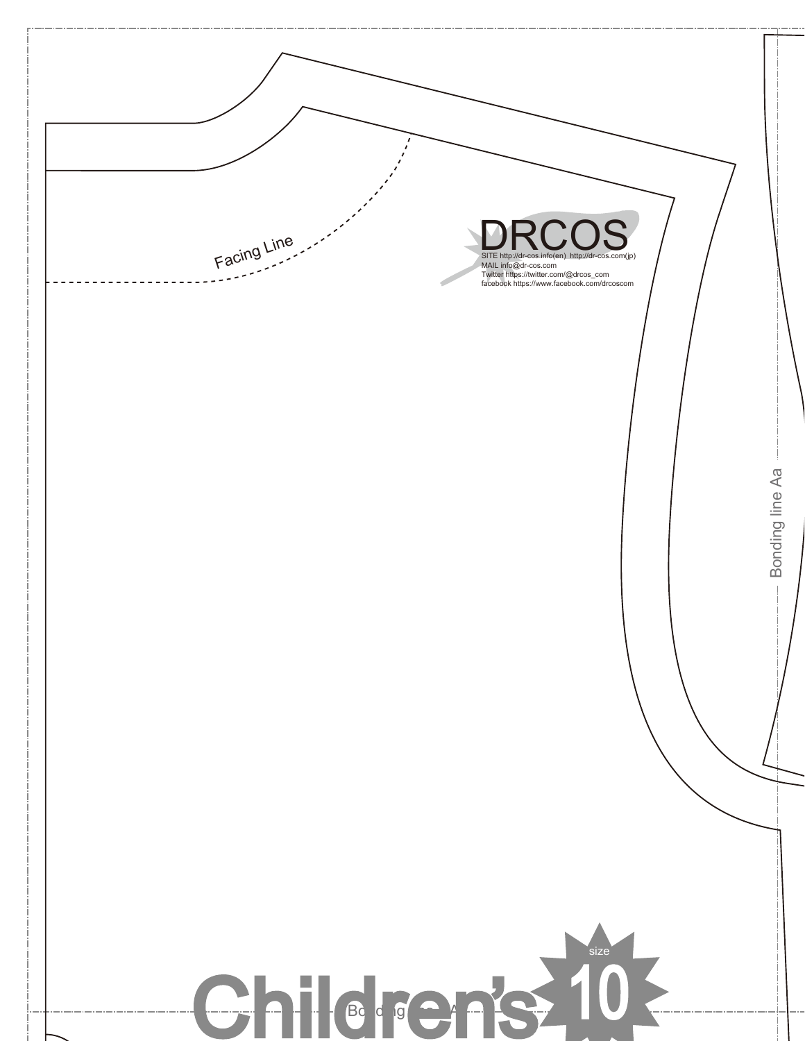Facing Line

DRCOS

SITE http://dr-cos.info(en) http://dr-cos.com(jp)
MAIL info@dr-cos.com
Twitter https://twitter.com/@drcos_com
facebook https://www.facebook.com/drcoscom

Bonding line Aa

Children's size 10

Bonding line A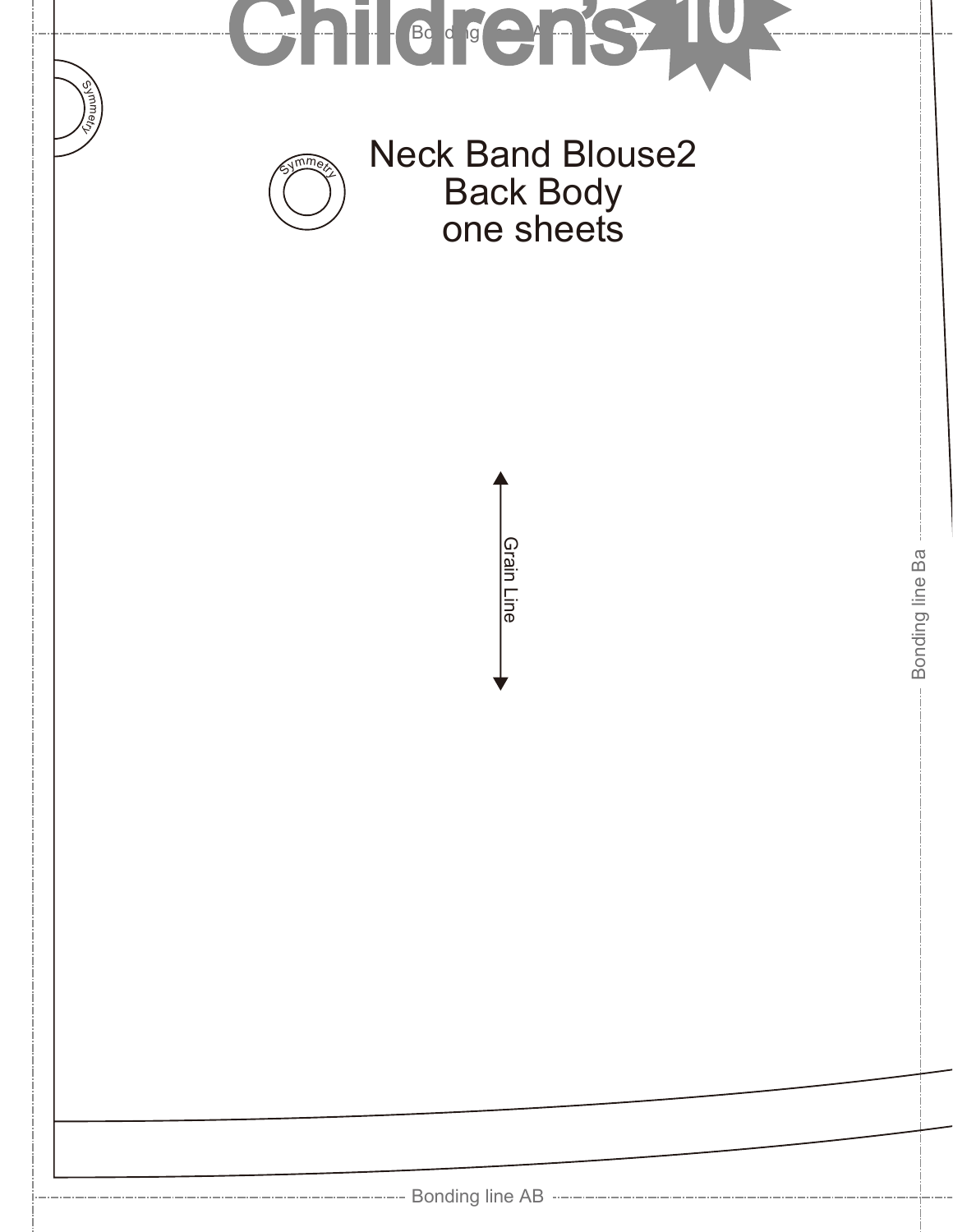Children's 10

Bonding line A

Symmetry

Symmetry

Neck Band Blouse2
Back Body
one sheets

Grain Line

Bonding line Ba

Bonding line AB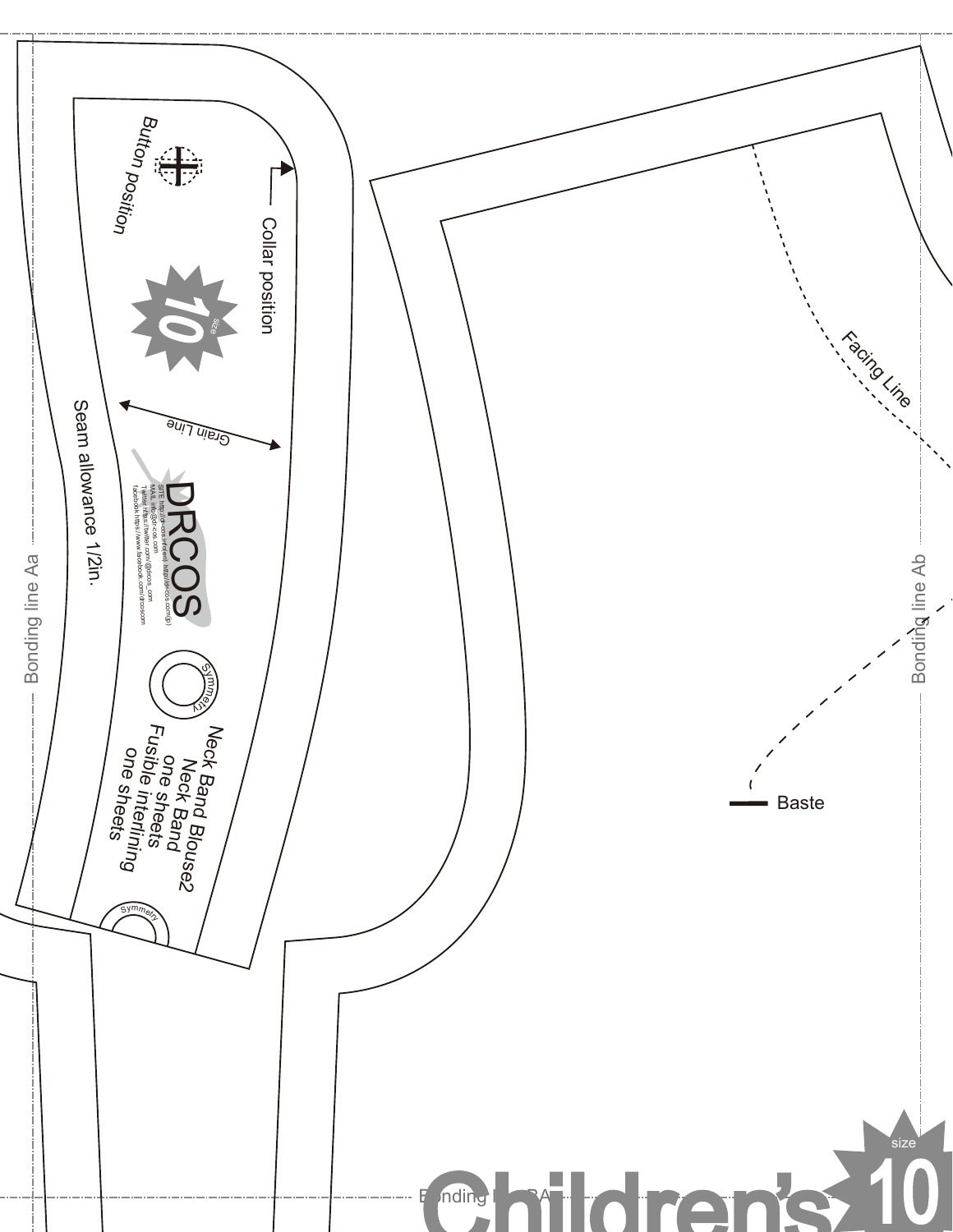Button position

Collar position

size 10

Grain Line

Seam allowance 1/2in.

DRCOS

SITE: http://dr-cos.info(en) http://drcos.com(jp)
MAIL: info@dr-cos.com
Twitter: https://twitter.com/@drcos_com
facebook: https://www.facebook.com/drcoscom

Symmetry

Neck Band Blouse2
Neck Band
one sheets
Fusible interlining
one sheets

Symmetry

Bonding line Aa

Facing Line

Bonding line Ab

Baste

Bonding line BA

Children's

size 10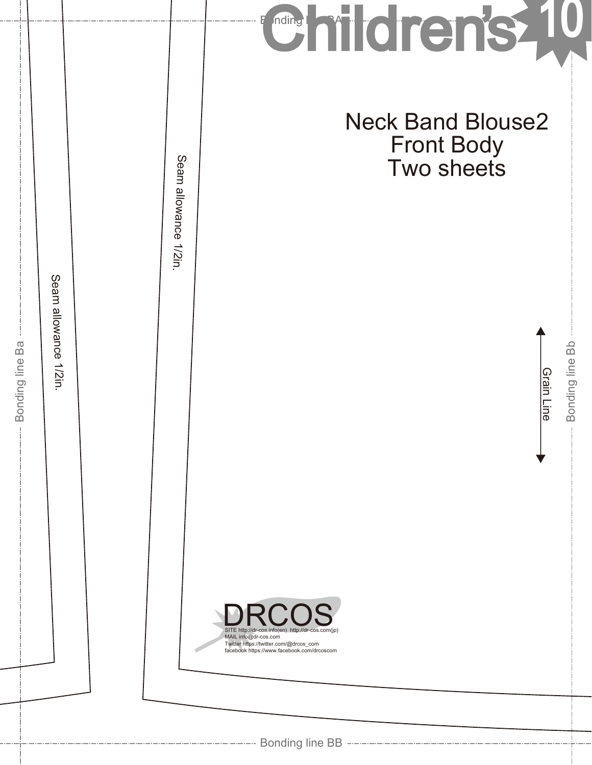Children's 10

Neck Band Blouse2
Front Body
Two sheets

Seam allowance 1/2in.

Seam allowance 1/2in.

Grain Line

Bonding line BA

Bonding line Ba

Bonding line Bb

Bonding line BB

DRCOS
SITE http://dr-cos.info(en) http://dr-cos.com(jp)
MAIL info@dr-cos.com
Twitter https://twitter.com/@drcos_com
facebook https://www.facebook.com/drcoscom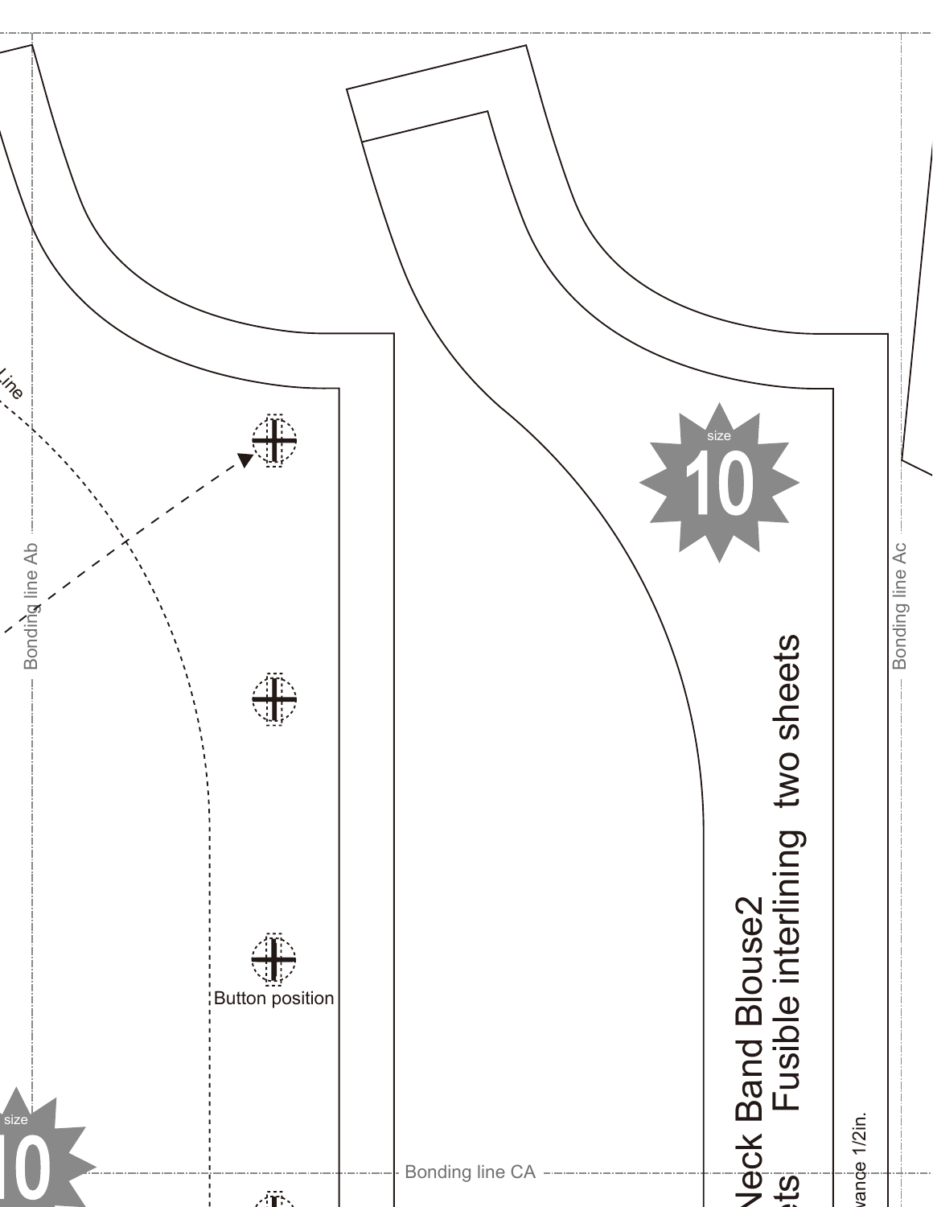Line

Bonding line Ab

Button position

size

10

Bonding line CA

size

10

Neck Band Blouse2

ets Fusible interlining two sheets

wance 1/2in.

Bonding line Ac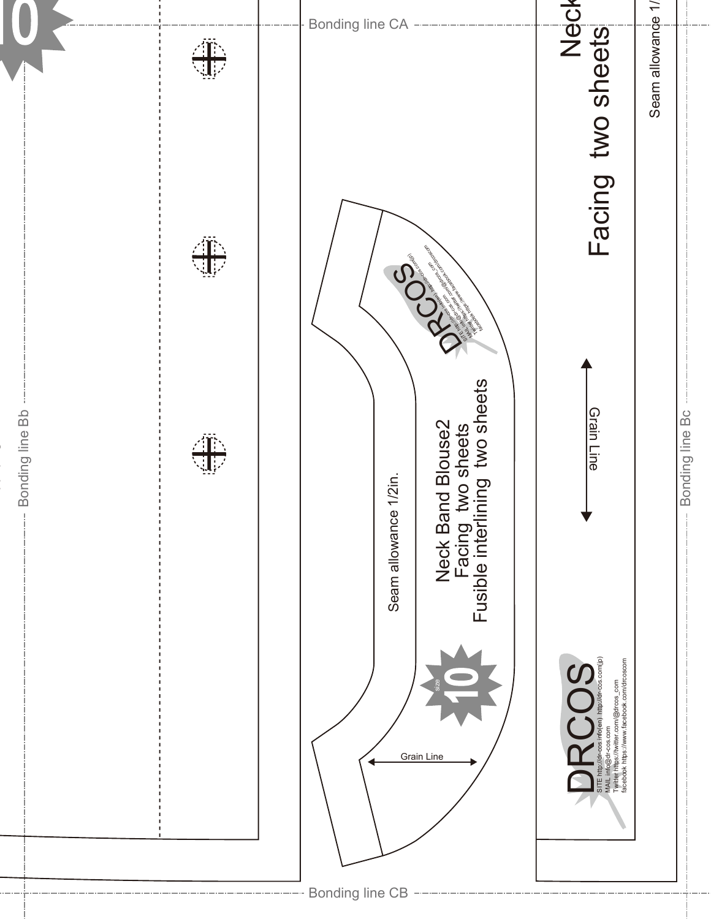Bonding line CA

Bonding line Bb

Neck Band Blouse2

Facing two sheets

Fusible interlining two sheets

Seam allowance 1/2in.

size 10

Grain Line

DRCOS

SITE http://dr-cos.info(en) http://dr-cos.com(jp)
MAIL info@dr-cos.com
Twitter https://twitter.com/@drcos_com
facebook https://www.facebook.com/drcoscom

Neck

Facing two sheets

Grain Line

Seam allowance 1/

Bonding line Bc

Bonding line CB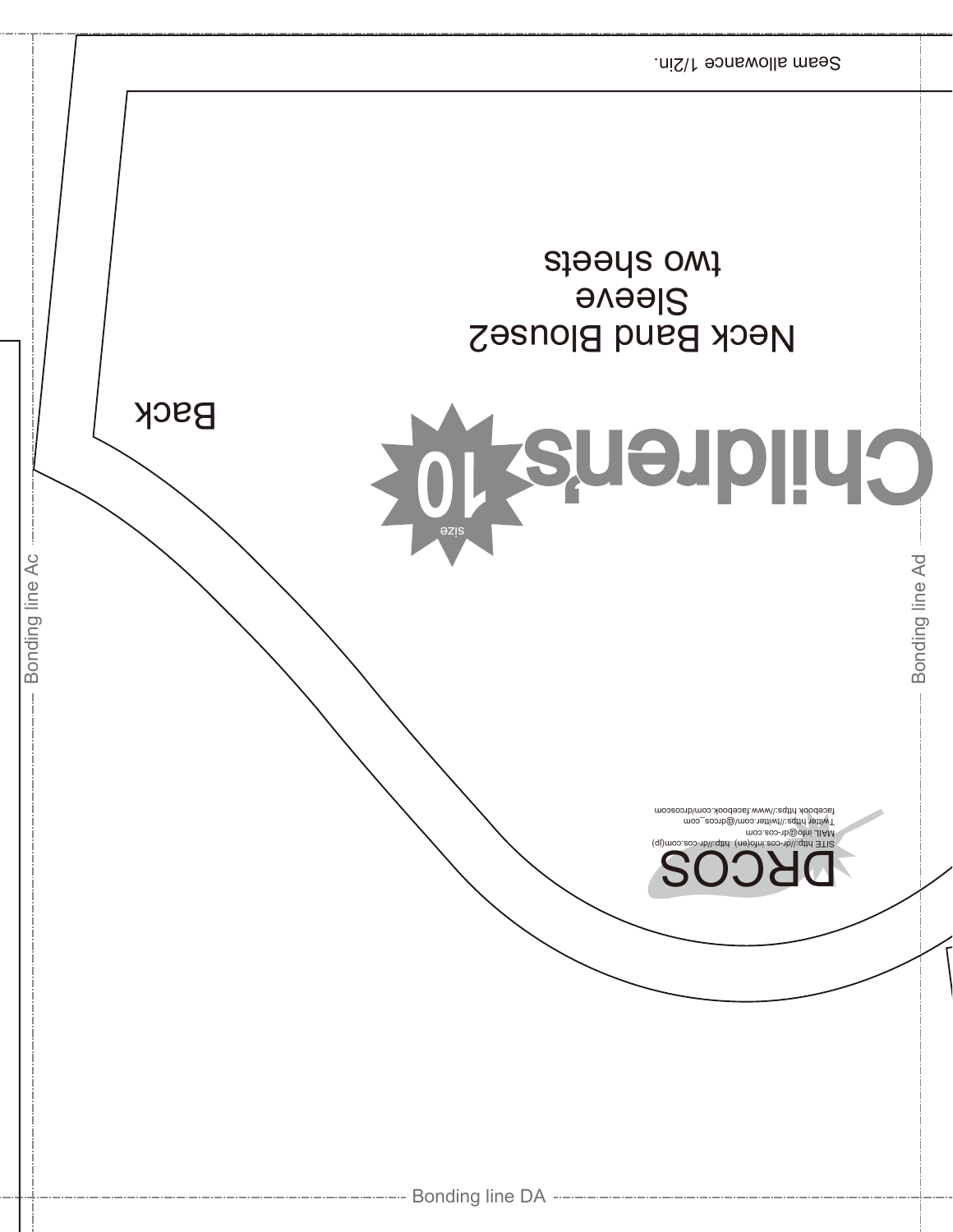Seam allowance 1/2in.

Neck Band Blouse2
Sleeve
two sheets

Back

Children's

size 10

DRCOS

SITE http://dr-cos.info(en) http://dr-cos.com(jp)
MAIL info@dr-cos.com
Twitter https://twitter.com/@drcos_com
facebook https://www.facebook.com/drcoscom

Bonding line Ac

Bonding line Ad

Bonding line DA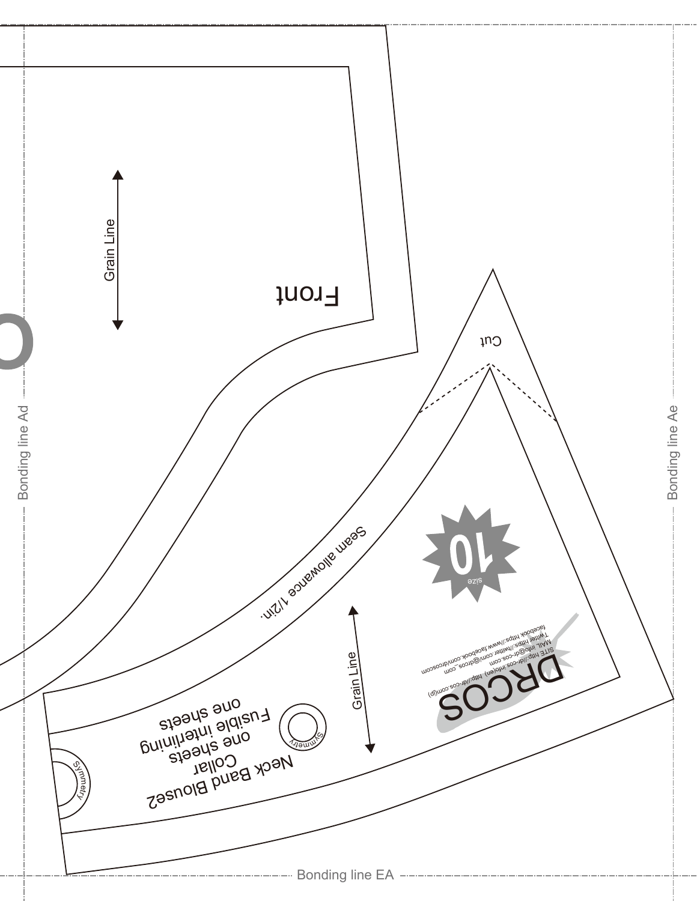Front

Grain Line

Bonding line Ad

Bonding line Ae

Cut

Seam allowance 1/2in.

10

size

DRCOS

SITE http://dr-cos.info(en) http://dr-cos.com(jp)

MAIL info@dr-cos.com

Twitter https://twitter.com/@drcos_com

facebook https://www.facebook.com/drcoscom

Grain Line

Symmetry

Neck Band Blouse2

Collar

one sheets

Fusible interlining

one sheets

Symmetry

Bonding line EA